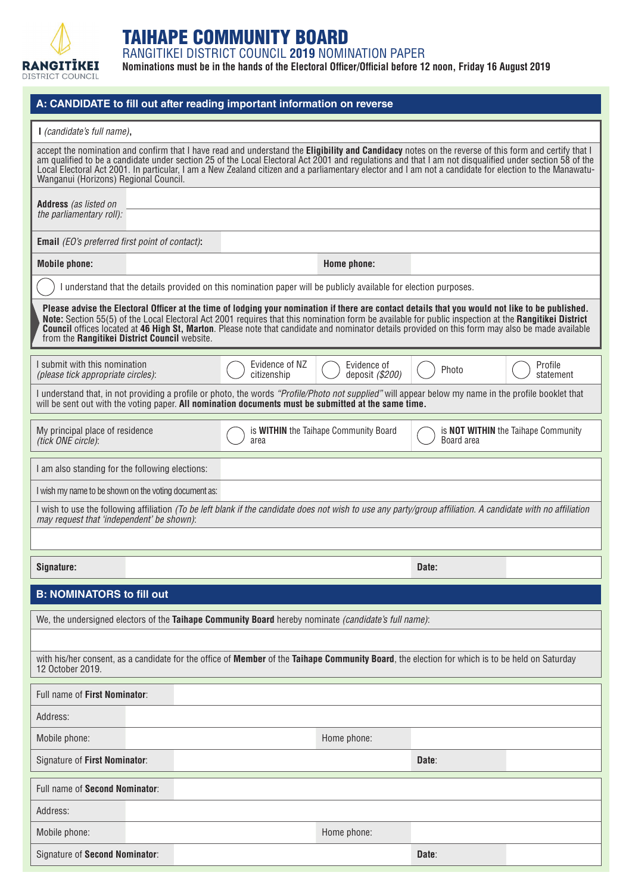RANGITĪKEI DISTRICT COUNCIL

# TAIHAPE COMMUNITY BOARD

RANGITIKEI DISTRICT COUNCIL **2019** NOMINATION PAPER

**Nominations must be in the hands of the Electoral Officer/Official before 12 noon, Friday 16 August 2019**

## A: CANDIDATE to fill out after reading important information on reverse

I *(candidate's full name)*,

accept the nomination and confirm that I have read and understand the **Eligibility and Candidacy** notes on the reverse of this form and certify that I am qualified to be a candidate under section 25 of the Local Electoral Act 2001 and regulations and that I am not disqualified under section 58 of the Local Electoral Act 2001. In particular, I am a New Zealand citizen and a parliamentary elector and I am not a candidate for election to the Manawatu-Wanganui (Horizons) Regional Council.

| | |
|---|---|
| **Address** *(as listed on the parliamentary roll)*: | |
| **Email** *(EO's preferred first point of contact)*: | |

| | | | |
|---|---|---|---|
| **Mobile phone:** | | **Home phone:** | |

○ I understand that the details provided on this nomination paper will be publicly available for election purposes.

**Please advise the Electoral Officer at the time of lodging your nomination if there are contact details that you would not like to be published. Note:** Section 55(5) of the Local Electoral Act 2001 requires that this nomination form be available for public inspection at the **Rangitikei District Council** offices located at **46 High St, Marton**. Please note that candidate and nominator details provided on this form may also be made available from the **Rangitikei District Council** website.

| | | | | |
|---|---|---|---|---|
| I submit with this nomination *(please tick appropriate circles)*: | ○ Evidence of NZ citizenship | ○ Evidence of deposit *($200)* | ○ Photo | ○ Profile statement |

I understand that, in not providing a profile or photo, the words *"Profile/Photo not supplied"* will appear below my name in the profile booklet that will be sent out with the voting paper. **All nomination documents must be submitted at the same time.**

| | | |
|---|---|---|
| My principal place of residence *(tick ONE circle)*: | ○ is **WITHIN** the Taihape Community Board area | ○ is **NOT WITHIN** the Taihape Community Board area |

| | |
|---|---|
| I am also standing for the following elections: | |
| I wish my name to be shown on the voting document as: | |

I wish to use the following affiliation *(To be left blank if the candidate does not wish to use any party/group affiliation. A candidate with no affiliation may request that 'independent' be shown)*:

| | | | |
|---|---|---|---|
| **Signature:** | | **Date:** | |

## B: NOMINATORS to fill out

We, the undersigned electors of the **Taihape Community Board** hereby nominate *(candidate's full name)*:

with his/her consent, as a candidate for the office of **Member** of the **Taihape Community Board**, the election for which is to be held on Saturday 12 October 2019.

| | | | |
|---|---|---|---|
| Full name of **First Nominator**: | | | |
| Address: | | | |
| Mobile phone: | | Home phone: | |
| Signature of **First Nominator**: | | **Date**: | |

| | | | |
|---|---|---|---|
| Full name of **Second Nominator**: | | | |
| Address: | | | |
| Mobile phone: | | Home phone: | |
| Signature of **Second Nominator**: | | **Date**: | |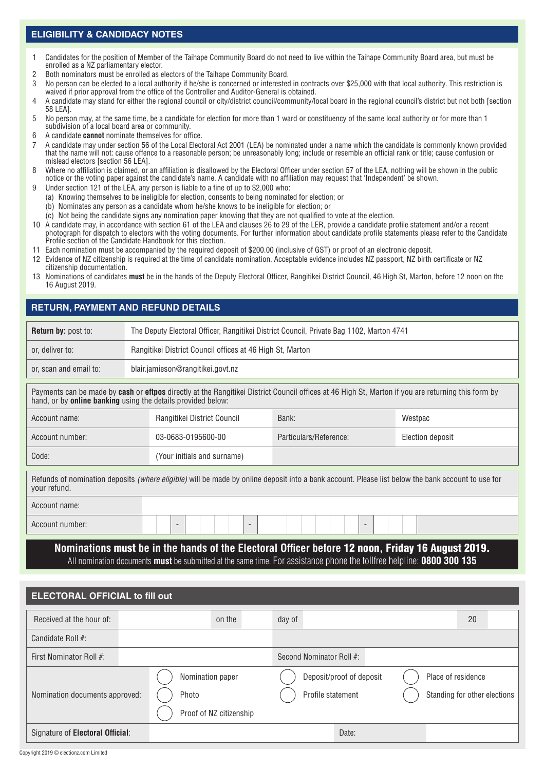## ELIGIBILITY & CANDIDACY NOTES

1 Candidates for the position of Member of the Taihape Community Board do not need to live within the Taihape Community Board area, but must be enrolled as a NZ parliamentary elector.
2 Both nominators must be enrolled as electors of the Taihape Community Board.
3 No person can be elected to a local authority if he/she is concerned or interested in contracts over $25,000 with that local authority. This restriction is waived if prior approval from the office of the Controller and Auditor-General is obtained.
4 A candidate may stand for either the regional council or city/district council/community/local board in the regional council's district but not both [section 58 LEA].
5 No person may, at the same time, be a candidate for election for more than 1 ward or constituency of the same local authority or for more than 1 subdivision of a local board area or community.
6 A candidate **cannot** nominate themselves for office.
7 A candidate may under section 56 of the Local Electoral Act 2001 (LEA) be nominated under a name which the candidate is commonly known provided that the name will not: cause offence to a reasonable person; be unreasonably long; include or resemble an official rank or title; cause confusion or mislead electors [section 56 LEA].
8 Where no affiliation is claimed, or an affiliation is disallowed by the Electoral Officer under section 57 of the LEA, nothing will be shown in the public notice or the voting paper against the candidate's name. A candidate with no affiliation may request that 'Independent' be shown.
9 Under section 121 of the LEA, any person is liable to a fine of up to $2,000 who:
   (a) Knowing themselves to be ineligible for election, consents to being nominated for election; or
   (b) Nominates any person as a candidate whom he/she knows to be ineligible for election; or
   (c) Not being the candidate signs any nomination paper knowing that they are not qualified to vote at the election.
10 A candidate may, in accordance with section 61 of the LEA and clauses 26 to 29 of the LER, provide a candidate profile statement and/or a recent photograph for dispatch to electors with the voting documents. For further information about candidate profile statements please refer to the Candidate Profile section of the Candidate Handbook for this election.
11 Each nomination must be accompanied by the required deposit of $200.00 (inclusive of GST) or proof of an electronic deposit.
12 Evidence of NZ citizenship is required at the time of candidate nomination. Acceptable evidence includes NZ passport, NZ birth certificate or NZ citizenship documentation.
13 Nominations of candidates **must** be in the hands of the Deputy Electoral Officer, Rangitikei District Council, 46 High St, Marton, before 12 noon on the 16 August 2019.

## RETURN, PAYMENT AND REFUND DETAILS

| | |
|---|---|
| **Return by:** post to: | The Deputy Electoral Officer, Rangitikei District Council, Private Bag 1102, Marton 4741 |
| or, deliver to: | Rangitikei District Council offices at 46 High St, Marton |
| or, scan and email to: | blair.jamieson@rangitikei.govt.nz |

Payments can be made by **cash** or **eftpos** directly at the Rangitikei District Council offices at 46 High St, Marton if you are returning this form by hand, or by **online banking** using the details provided below:

| | | | |
|---|---|---|---|
| Account name: | Rangitikei District Council | Bank: | Westpac |
| Account number: | 03-0683-0195600-00 | Particulars/Reference: | Election deposit |
| Code: | (Your initials and surname) | | |

Refunds of nomination deposits *(where eligible)* will be made by online deposit into a bank account. Please list below the bank account to use for your refund.

| | |
|---|---|
| Account name: | |
| Account number: | - - - |

**Nominations must be in the hands of the Electoral Officer before 12 noon, Friday 16 August 2019.**
All nomination documents **must** be submitted at the same time. For assistance phone the tollfree helpline: **0800 300 135**

## ELECTORAL OFFICIAL to fill out

| | | | |
|---|---|---|---|
| Received at the hour of: | on the | day of | 20 |
| Candidate Roll #: | | | |
| First Nominator Roll #: | | Second Nominator Roll #: | |

Nomination documents approved:
- ◯ Nomination paper
- ◯ Photo
- ◯ Proof of NZ citizenship
- ◯ Deposit/proof of deposit
- ◯ Profile statement
- ◯ Place of residence
- ◯ Standing for other elections

| | |
|---|---|
| Signature of **Electoral Official**: | Date: |

Copyright 2019 © electionz.com Limited